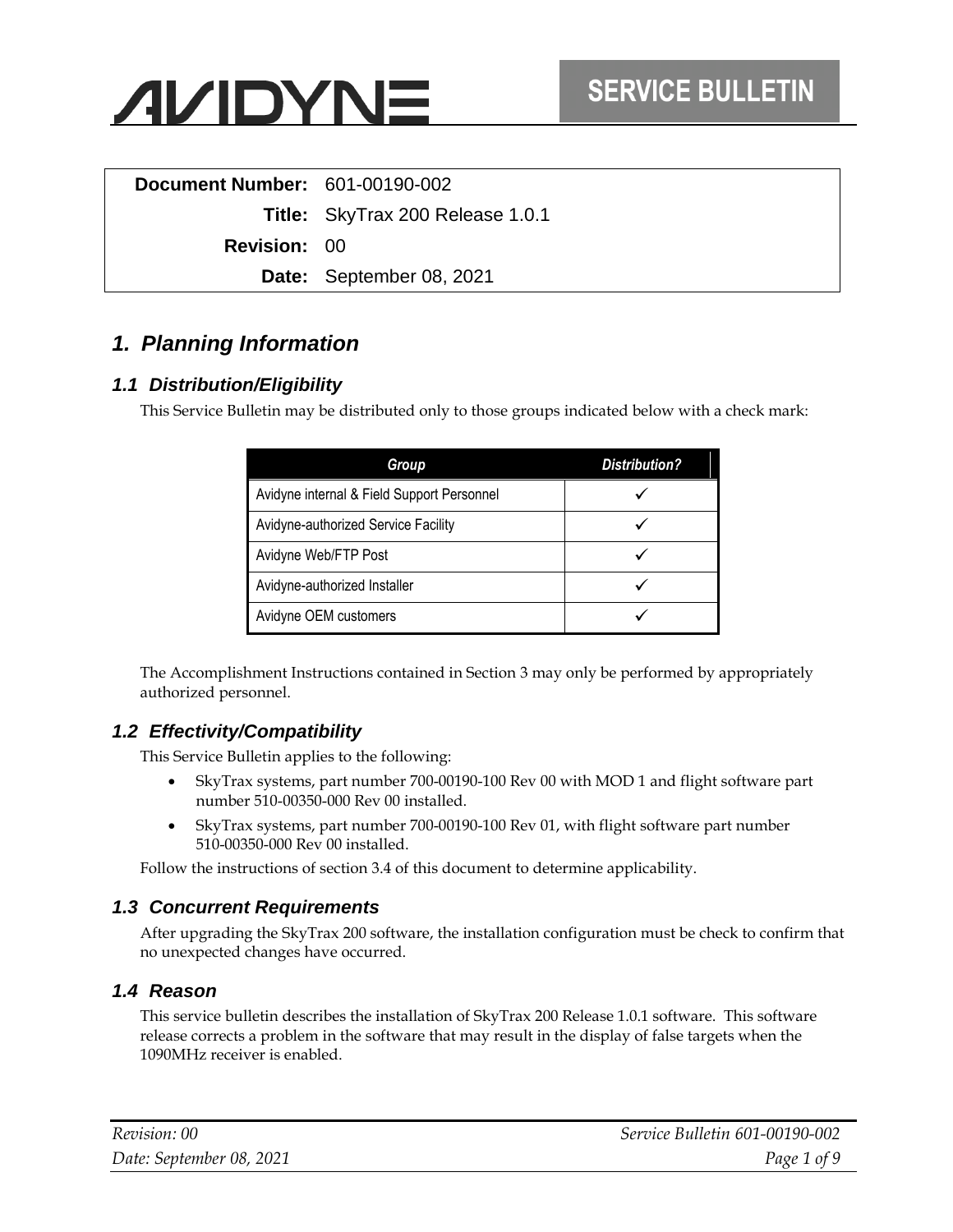AVIDYNE

**SERVICE BULLETIN**

| | |
|---|---|
| **Document Number:** | 601-00190-002 |
| **Title:** | SkyTrax 200 Release 1.0.1 |
| **Revision:** | 00 |
| **Date:** | September 08, 2021 |

# 1. Planning Information

## 1.1 Distribution/Eligibility

This Service Bulletin may be distributed only to those groups indicated below with a check mark:

| Group | Distribution? |
|---|---|
| Avidyne internal & Field Support Personnel | ✓ |
| Avidyne-authorized Service Facility | ✓ |
| Avidyne Web/FTP Post | ✓ |
| Avidyne-authorized Installer | ✓ |
| Avidyne OEM customers | ✓ |

The Accomplishment Instructions contained in Section 3 may only be performed by appropriately authorized personnel.

## 1.2 Effectivity/Compatibility

This Service Bulletin applies to the following:

- SkyTrax systems, part number 700-00190-100 Rev 00 with MOD 1 and flight software part number 510-00350-000 Rev 00 installed.
- SkyTrax systems, part number 700-00190-100 Rev 01, with flight software part number 510-00350-000 Rev 00 installed.

Follow the instructions of section 3.4 of this document to determine applicability.

## 1.3 Concurrent Requirements

After upgrading the SkyTrax 200 software, the installation configuration must be check to confirm that no unexpected changes have occurred.

## 1.4 Reason

This service bulletin describes the installation of SkyTrax 200 Release 1.0.1 software. This software release corrects a problem in the software that may result in the display of false targets when the 1090MHz receiver is enabled.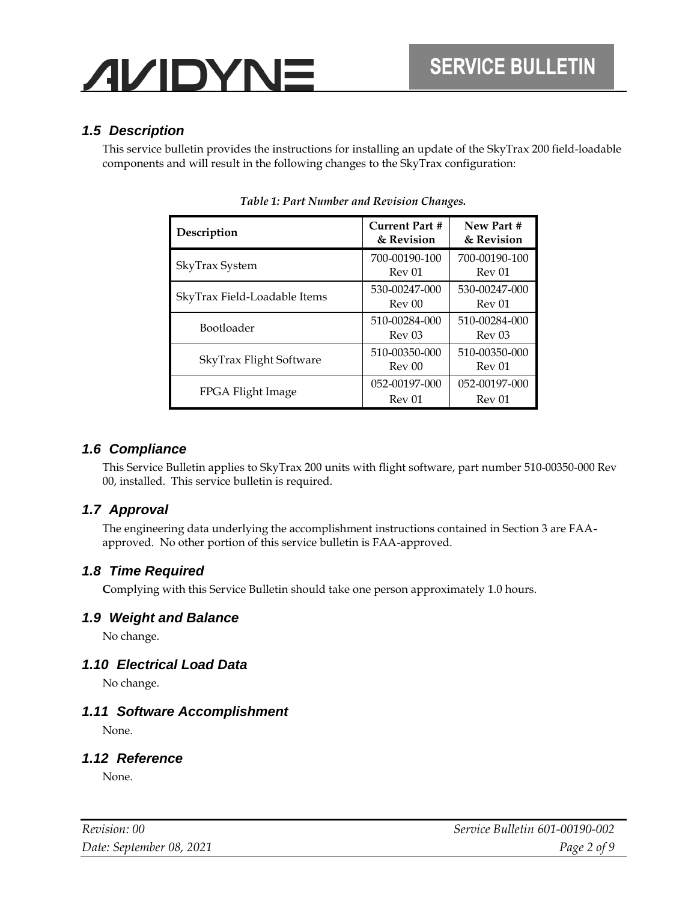## 1.5 Description

This service bulletin provides the instructions for installing an update of the SkyTrax 200 field-loadable components and will result in the following changes to the SkyTrax configuration:

*Table 1: Part Number and Revision Changes.*

| Description | Current Part # & Revision | New Part # & Revision |
|---|---|---|
| SkyTrax System | 700-00190-100 Rev 01 | 700-00190-100 Rev 01 |
| SkyTrax Field-Loadable Items | 530-00247-000 Rev 00 | 530-00247-000 Rev 01 |
| Bootloader | 510-00284-000 Rev 03 | 510-00284-000 Rev 03 |
| SkyTrax Flight Software | 510-00350-000 Rev 00 | 510-00350-000 Rev 01 |
| FPGA Flight Image | 052-00197-000 Rev 01 | 052-00197-000 Rev 01 |

## 1.6 Compliance

This Service Bulletin applies to SkyTrax 200 units with flight software, part number 510-00350-000 Rev 00, installed. This service bulletin is required.

## 1.7 Approval

The engineering data underlying the accomplishment instructions contained in Section 3 are FAA-approved. No other portion of this service bulletin is FAA-approved.

## 1.8 Time Required

Complying with this Service Bulletin should take one person approximately 1.0 hours.

## 1.9 Weight and Balance

No change.

## 1.10 Electrical Load Data

No change.

## 1.11 Software Accomplishment

None.

## 1.12 Reference

None.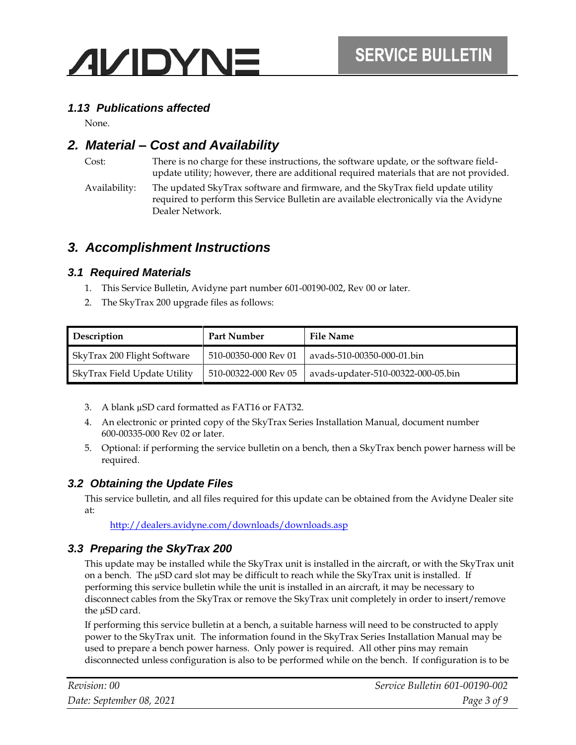### 1.13 Publications affected

None.

## 2. Material – Cost and Availability

Cost: There is no charge for these instructions, the software update, or the software field-update utility; however, there are additional required materials that are not provided.

Availability: The updated SkyTrax software and firmware, and the SkyTrax field update utility required to perform this Service Bulletin are available electronically via the Avidyne Dealer Network.

## 3. Accomplishment Instructions

### 3.1 Required Materials

1. This Service Bulletin, Avidyne part number 601-00190-002, Rev 00 or later.
2. The SkyTrax 200 upgrade files as follows:

| Description | Part Number | File Name |
|---|---|---|
| SkyTrax 200 Flight Software | 510-00350-000 Rev 01 | avads-510-00350-000-01.bin |
| SkyTrax Field Update Utility | 510-00322-000 Rev 05 | avads-updater-510-00322-000-05.bin |

3. A blank µSD card formatted as FAT16 or FAT32.
4. An electronic or printed copy of the SkyTrax Series Installation Manual, document number 600-00335-000 Rev 02 or later.
5. Optional: if performing the service bulletin on a bench, then a SkyTrax bench power harness will be required.

### 3.2 Obtaining the Update Files

This service bulletin, and all files required for this update can be obtained from the Avidyne Dealer site at:

http://dealers.avidyne.com/downloads/downloads.asp

### 3.3 Preparing the SkyTrax 200

This update may be installed while the SkyTrax unit is installed in the aircraft, or with the SkyTrax unit on a bench. The µSD card slot may be difficult to reach while the SkyTrax unit is installed. If performing this service bulletin while the unit is installed in an aircraft, it may be necessary to disconnect cables from the SkyTrax or remove the SkyTrax unit completely in order to insert/remove the µSD card.

If performing this service bulletin at a bench, a suitable harness will need to be constructed to apply power to the SkyTrax unit. The information found in the SkyTrax Series Installation Manual may be used to prepare a bench power harness. Only power is required. All other pins may remain disconnected unless configuration is also to be performed while on the bench. If configuration is to be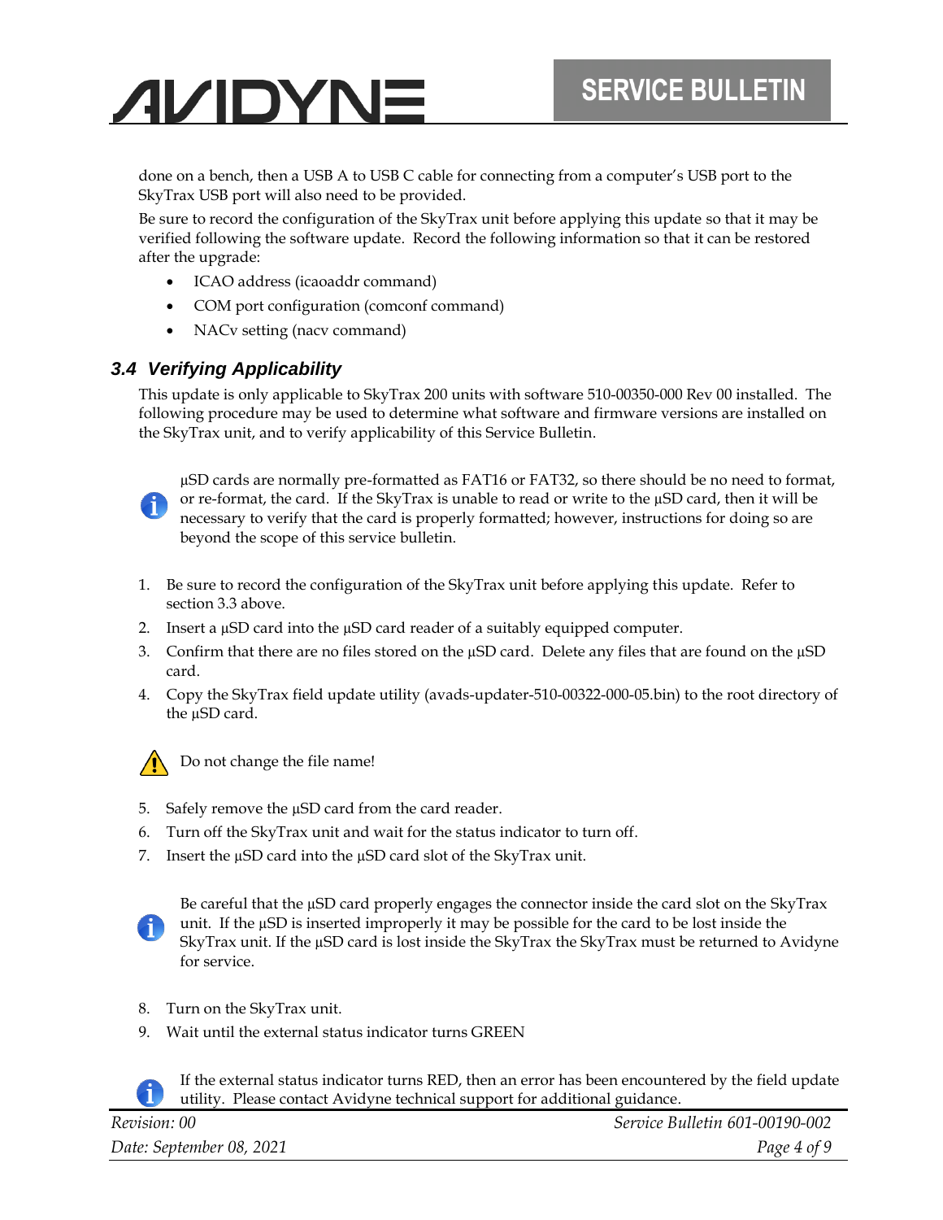done on a bench, then a USB A to USB C cable for connecting from a computer's USB port to the SkyTrax USB port will also need to be provided.

Be sure to record the configuration of the SkyTrax unit before applying this update so that it may be verified following the software update. Record the following information so that it can be restored after the upgrade:

- ICAO address (icaoaddr command)
- COM port configuration (comconf command)
- NACv setting (nacv command)

### 3.4 Verifying Applicability

This update is only applicable to SkyTrax 200 units with software 510-00350-000 Rev 00 installed. The following procedure may be used to determine what software and firmware versions are installed on the SkyTrax unit, and to verify applicability of this Service Bulletin.

µSD cards are normally pre-formatted as FAT16 or FAT32, so there should be no need to format, or re-format, the card. If the SkyTrax is unable to read or write to the µSD card, then it will be necessary to verify that the card is properly formatted; however, instructions for doing so are beyond the scope of this service bulletin.

1. Be sure to record the configuration of the SkyTrax unit before applying this update. Refer to section 3.3 above.
2. Insert a µSD card into the µSD card reader of a suitably equipped computer.
3. Confirm that there are no files stored on the µSD card. Delete any files that are found on the µSD card.
4. Copy the SkyTrax field update utility (avads-updater-510-00322-000-05.bin) to the root directory of the µSD card.

Do not change the file name!

5. Safely remove the µSD card from the card reader.
6. Turn off the SkyTrax unit and wait for the status indicator to turn off.
7. Insert the µSD card into the µSD card slot of the SkyTrax unit.

Be careful that the µSD card properly engages the connector inside the card slot on the SkyTrax unit. If the µSD is inserted improperly it may be possible for the card to be lost inside the SkyTrax unit. If the µSD card is lost inside the SkyTrax the SkyTrax must be returned to Avidyne for service.

8. Turn on the SkyTrax unit.
9. Wait until the external status indicator turns GREEN

If the external status indicator turns RED, then an error has been encountered by the field update utility. Please contact Avidyne technical support for additional guidance.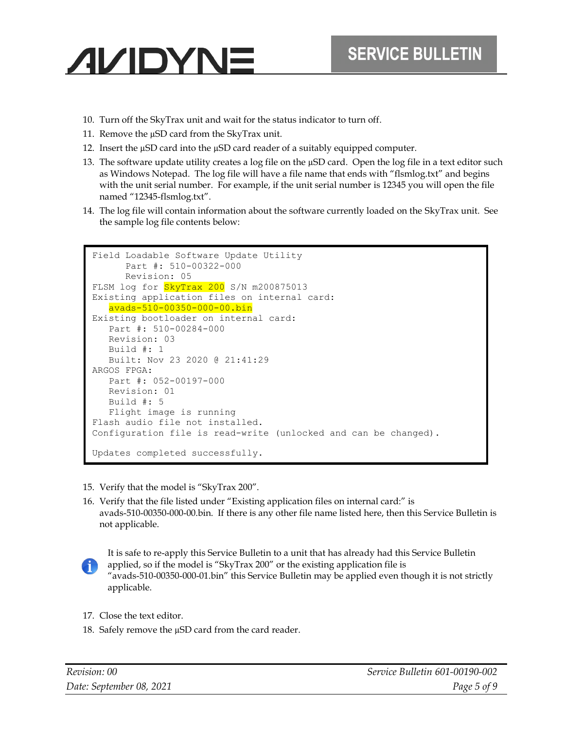10. Turn off the SkyTrax unit and wait for the status indicator to turn off.
11. Remove the µSD card from the SkyTrax unit.
12. Insert the µSD card into the µSD card reader of a suitably equipped computer.
13. The software update utility creates a log file on the µSD card. Open the log file in a text editor such as Windows Notepad. The log file will have a file name that ends with "flsmlog.txt" and begins with the unit serial number. For example, if the unit serial number is 12345 you will open the file named "12345-flsmlog.txt".
14. The log file will contain information about the software currently loaded on the SkyTrax unit. See the sample log file contents below:

```
Field Loadable Software Update Utility
      Part #: 510-00322-000
      Revision: 05
FLSM log for SkyTrax 200 S/N m200875013
Existing application files on internal card:
   avads-510-00350-000-00.bin
Existing bootloader on internal card:
   Part #: 510-00284-000
   Revision: 03
   Build #: 1
   Built: Nov 23 2020 @ 21:41:29
ARGOS FPGA:
   Part #: 052-00197-000
   Revision: 01
   Build #: 5
   Flight image is running
Flash audio file not installed.
Configuration file is read-write (unlocked and can be changed).

Updates completed successfully.
```

15. Verify that the model is "SkyTrax 200".
16. Verify that the file listed under "Existing application files on internal card:" is avads-510-00350-000-00.bin. If there is any other file name listed here, then this Service Bulletin is not applicable.

It is safe to re-apply this Service Bulletin to a unit that has already had this Service Bulletin applied, so if the model is "SkyTrax 200" or the existing application file is "avads-510-00350-000-01.bin" this Service Bulletin may be applied even though it is not strictly applicable.

17. Close the text editor.
18. Safely remove the µSD card from the card reader.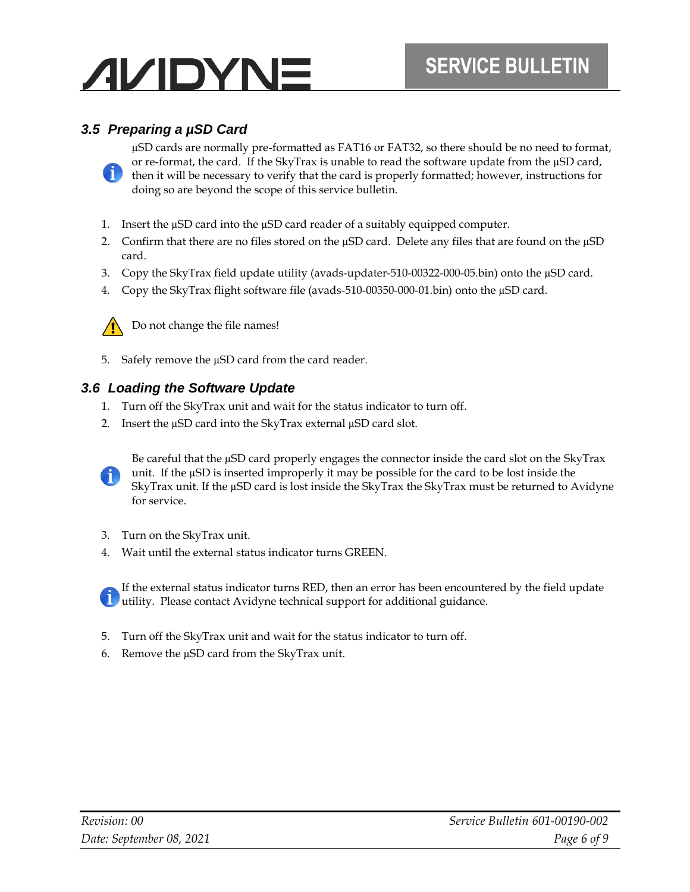### 3.5 Preparing a µSD Card

µSD cards are normally pre-formatted as FAT16 or FAT32, so there should be no need to format, or re-format, the card. If the SkyTrax is unable to read the software update from the µSD card, then it will be necessary to verify that the card is properly formatted; however, instructions for doing so are beyond the scope of this service bulletin.

1. Insert the µSD card into the µSD card reader of a suitably equipped computer.
2. Confirm that there are no files stored on the µSD card. Delete any files that are found on the µSD card.
3. Copy the SkyTrax field update utility (avads-updater-510-00322-000-05.bin) onto the µSD card.
4. Copy the SkyTrax flight software file (avads-510-00350-000-01.bin) onto the µSD card.

Do not change the file names!

5. Safely remove the µSD card from the card reader.

### 3.6 Loading the Software Update

1. Turn off the SkyTrax unit and wait for the status indicator to turn off.
2. Insert the µSD card into the SkyTrax external µSD card slot.

Be careful that the µSD card properly engages the connector inside the card slot on the SkyTrax unit. If the µSD is inserted improperly it may be possible for the card to be lost inside the SkyTrax unit. If the µSD card is lost inside the SkyTrax the SkyTrax must be returned to Avidyne for service.

3. Turn on the SkyTrax unit.
4. Wait until the external status indicator turns GREEN.

If the external status indicator turns RED, then an error has been encountered by the field update utility. Please contact Avidyne technical support for additional guidance.

5. Turn off the SkyTrax unit and wait for the status indicator to turn off.
6. Remove the µSD card from the SkyTrax unit.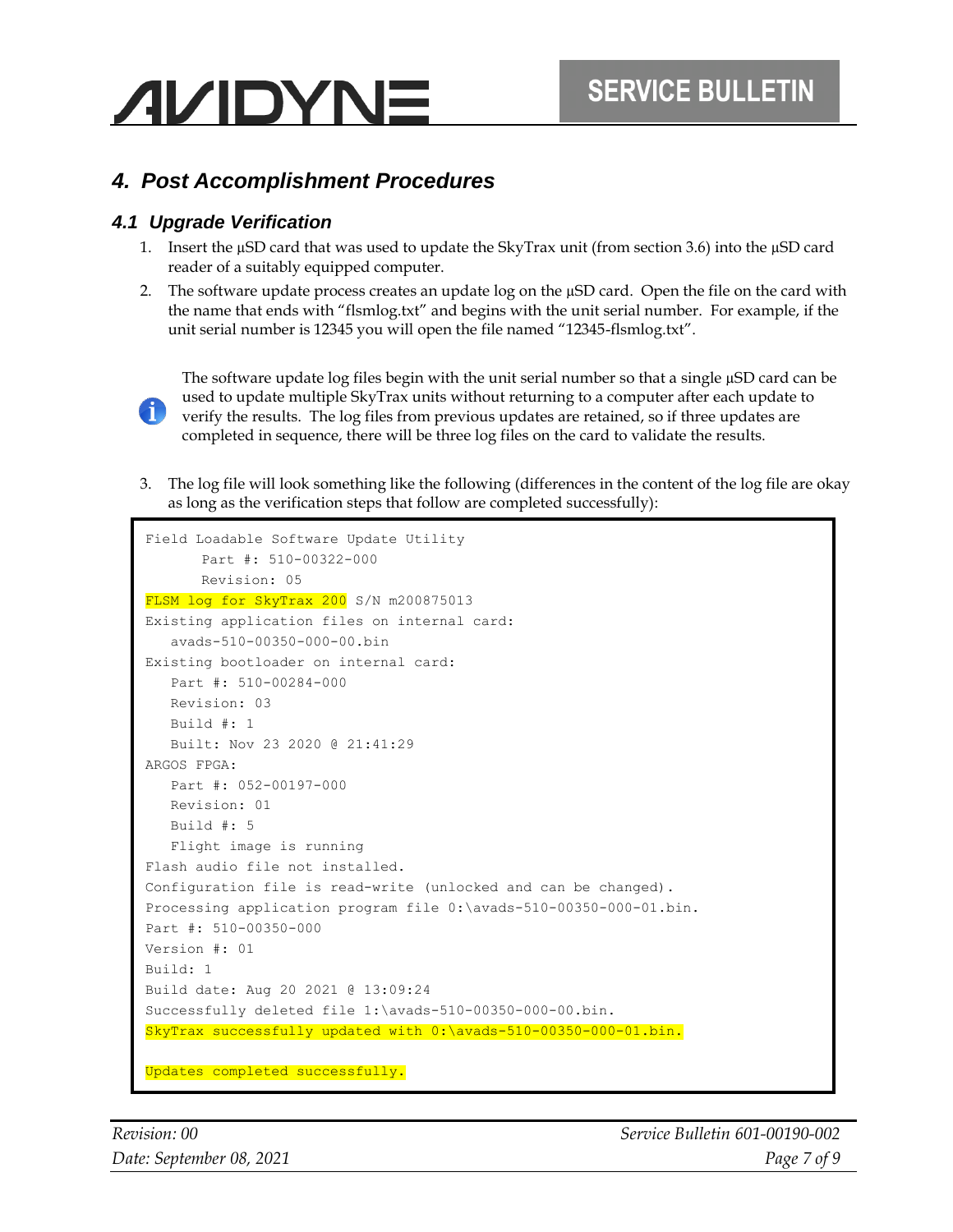## 4. Post Accomplishment Procedures

### 4.1 Upgrade Verification

1. Insert the μSD card that was used to update the SkyTrax unit (from section 3.6) into the μSD card reader of a suitably equipped computer.
2. The software update process creates an update log on the μSD card. Open the file on the card with the name that ends with "flsmlog.txt" and begins with the unit serial number. For example, if the unit serial number is 12345 you will open the file named "12345-flsmlog.txt".

> The software update log files begin with the unit serial number so that a single μSD card can be used to update multiple SkyTrax units without returning to a computer after each update to verify the results. The log files from previous updates are retained, so if three updates are completed in sequence, there will be three log files on the card to validate the results.

3. The log file will look something like the following (differences in the content of the log file are okay as long as the verification steps that follow are completed successfully):

```
Field Loadable Software Update Utility
      Part #: 510-00322-000
      Revision: 05
FLSM log for SkyTrax 200 S/N m200875013
Existing application files on internal card:
   avads-510-00350-000-00.bin
Existing bootloader on internal card:
   Part #: 510-00284-000
   Revision: 03
   Build #: 1
   Built: Nov 23 2020 @ 21:41:29
ARGOS FPGA:
   Part #: 052-00197-000
   Revision: 01
   Build #: 5
   Flight image is running
Flash audio file not installed.
Configuration file is read-write (unlocked and can be changed).
Processing application program file 0:\avads-510-00350-000-01.bin.
Part #: 510-00350-000
Version #: 01
Build: 1
Build date: Aug 20 2021 @ 13:09:24
Successfully deleted file 1:\avads-510-00350-000-00.bin.
SkyTrax successfully updated with 0:\avads-510-00350-000-01.bin.

Updates completed successfully.
```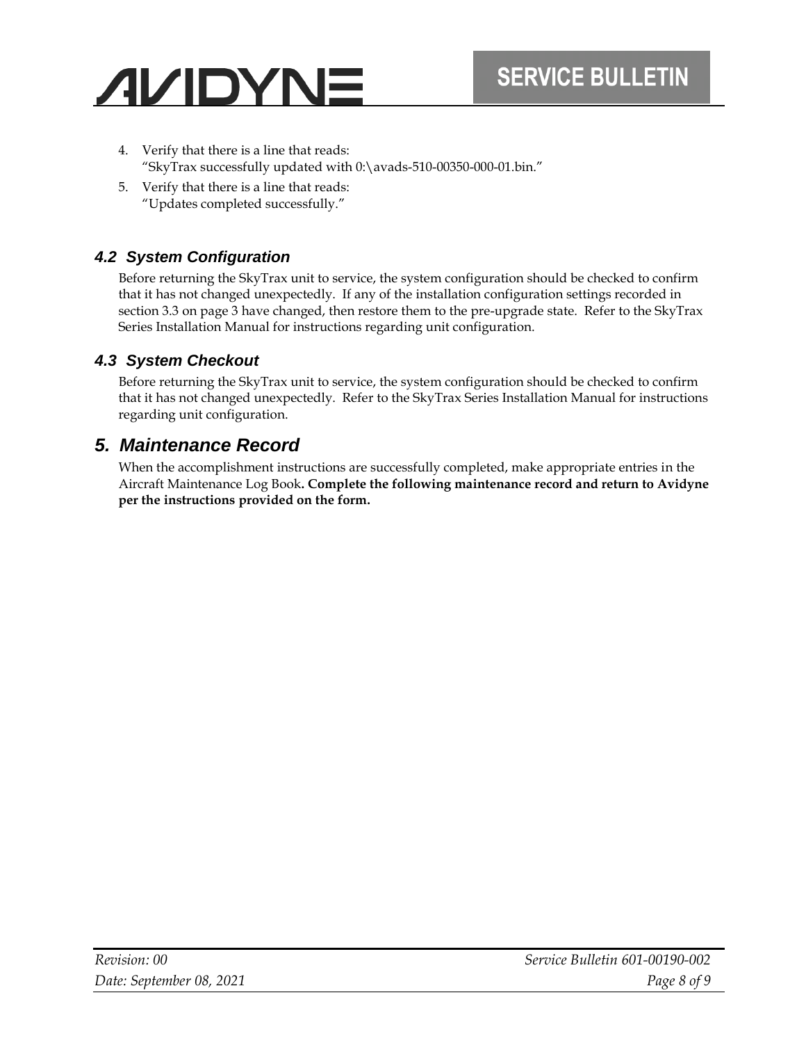4. Verify that there is a line that reads:
   "SkyTrax successfully updated with 0:\avads-510-00350-000-01.bin."
5. Verify that there is a line that reads:
   "Updates completed successfully."

### 4.2 System Configuration

Before returning the SkyTrax unit to service, the system configuration should be checked to confirm that it has not changed unexpectedly. If any of the installation configuration settings recorded in section 3.3 on page 3 have changed, then restore them to the pre-upgrade state. Refer to the SkyTrax Series Installation Manual for instructions regarding unit configuration.

### 4.3 System Checkout

Before returning the SkyTrax unit to service, the system configuration should be checked to confirm that it has not changed unexpectedly. Refer to the SkyTrax Series Installation Manual for instructions regarding unit configuration.

## 5. Maintenance Record

When the accomplishment instructions are successfully completed, make appropriate entries in the Aircraft Maintenance Log Book**. Complete the following maintenance record and return to Avidyne per the instructions provided on the form.**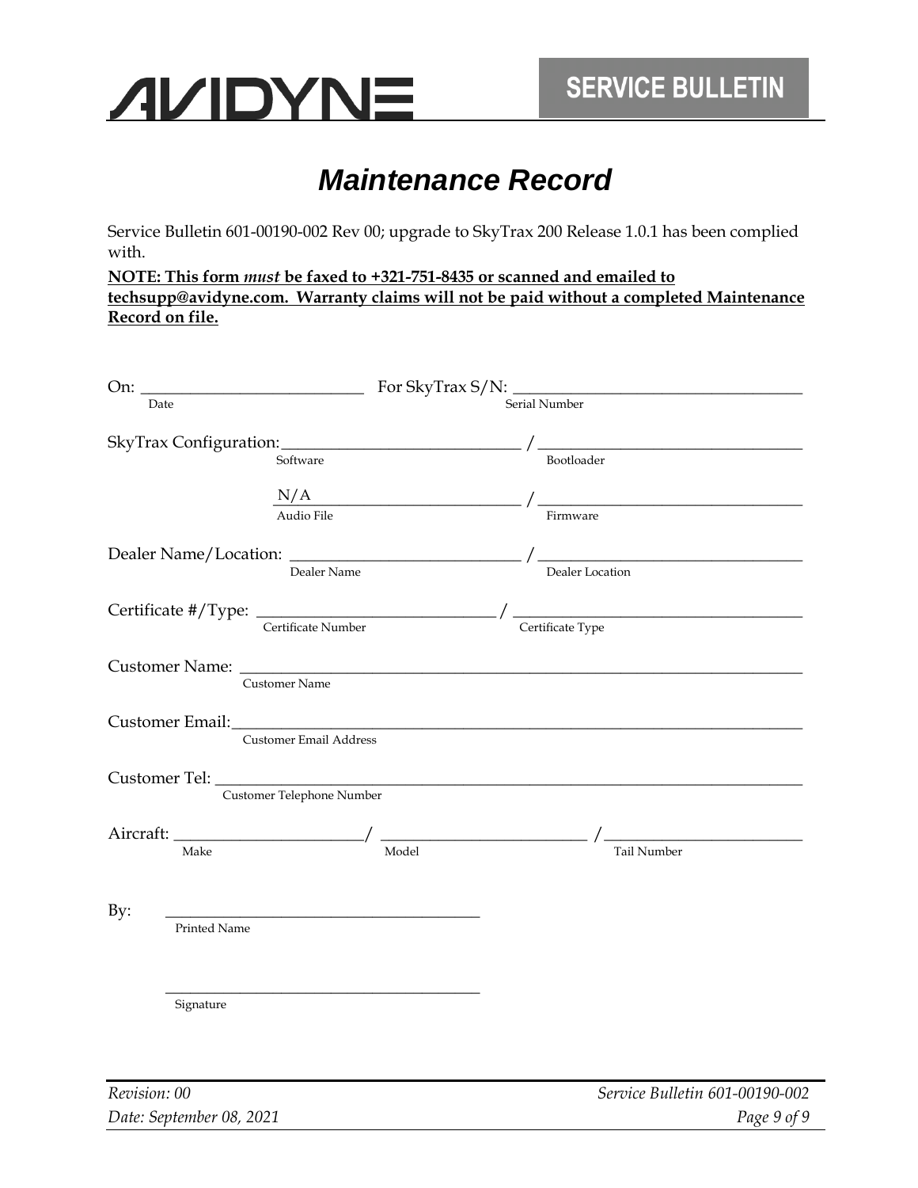# Maintenance Record

Service Bulletin 601-00190-002 Rev 00; upgrade to SkyTrax 200 Release 1.0.1 has been complied with.

**NOTE: This form *must* be faxed to +321-751-8435 or scanned and emailed to techsupp@avidyne.com. Warranty claims will not be paid without a completed Maintenance Record on file.**

On: ___________________________ For SkyTrax S/N: ___________________________________
Date | Serial Number

SkyTrax Configuration: ____________________________ / ________________________________
Software | Bootloader

N/A ____________________________ / ________________________________
Audio File | Firmware

Dealer Name/Location: ____________________________ / ________________________________
Dealer Name | Dealer Location

Certificate #/Type: ____________________________ / ___________________________________
Certificate Number | Certificate Type

Customer Name: ___________________________________________________________________
Customer Name

Customer Email: __________________________________________________________________
Customer Email Address

Customer Tel: _____________________________________________________________________
Customer Telephone Number

Aircraft: _______________________ / _________________________ / ________________________
Make | Model | Tail Number

By: ______________________________________
Printed Name

______________________________________
Signature

*Revision: 00*

*Date: September 08, 2021*

*Service Bulletin 601-00190-002*